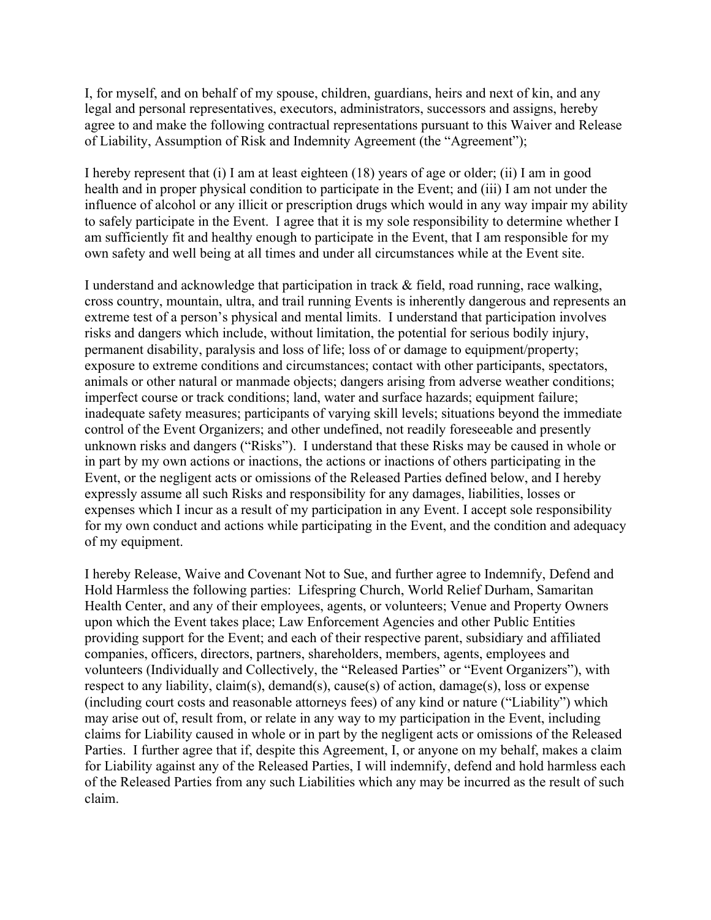I, for myself, and on behalf of my spouse, children, guardians, heirs and next of kin, and any legal and personal representatives, executors, administrators, successors and assigns, hereby agree to and make the following contractual representations pursuant to this Waiver and Release of Liability, Assumption of Risk and Indemnity Agreement (the "Agreement");

I hereby represent that (i) I am at least eighteen (18) years of age or older; (ii) I am in good health and in proper physical condition to participate in the Event; and (iii) I am not under the influence of alcohol or any illicit or prescription drugs which would in any way impair my ability to safely participate in the Event. I agree that it is my sole responsibility to determine whether I am sufficiently fit and healthy enough to participate in the Event, that I am responsible for my own safety and well being at all times and under all circumstances while at the Event site.

I understand and acknowledge that participation in track & field, road running, race walking, cross country, mountain, ultra, and trail running Events is inherently dangerous and represents an extreme test of a person's physical and mental limits. I understand that participation involves risks and dangers which include, without limitation, the potential for serious bodily injury, permanent disability, paralysis and loss of life; loss of or damage to equipment/property; exposure to extreme conditions and circumstances; contact with other participants, spectators, animals or other natural or manmade objects; dangers arising from adverse weather conditions; imperfect course or track conditions; land, water and surface hazards; equipment failure; inadequate safety measures; participants of varying skill levels; situations beyond the immediate control of the Event Organizers; and other undefined, not readily foreseeable and presently unknown risks and dangers ("Risks"). I understand that these Risks may be caused in whole or in part by my own actions or inactions, the actions or inactions of others participating in the Event, or the negligent acts or omissions of the Released Parties defined below, and I hereby expressly assume all such Risks and responsibility for any damages, liabilities, losses or expenses which I incur as a result of my participation in any Event. I accept sole responsibility for my own conduct and actions while participating in the Event, and the condition and adequacy of my equipment.

I hereby Release, Waive and Covenant Not to Sue, and further agree to Indemnify, Defend and Hold Harmless the following parties: Lifespring Church, World Relief Durham, Samaritan Health Center, and any of their employees, agents, or volunteers; Venue and Property Owners upon which the Event takes place; Law Enforcement Agencies and other Public Entities providing support for the Event; and each of their respective parent, subsidiary and affiliated companies, officers, directors, partners, shareholders, members, agents, employees and volunteers (Individually and Collectively, the "Released Parties" or "Event Organizers"), with respect to any liability, claim(s), demand(s), cause(s) of action, damage(s), loss or expense (including court costs and reasonable attorneys fees) of any kind or nature ("Liability") which may arise out of, result from, or relate in any way to my participation in the Event, including claims for Liability caused in whole or in part by the negligent acts or omissions of the Released Parties. I further agree that if, despite this Agreement, I, or anyone on my behalf, makes a claim for Liability against any of the Released Parties, I will indemnify, defend and hold harmless each of the Released Parties from any such Liabilities which any may be incurred as the result of such claim.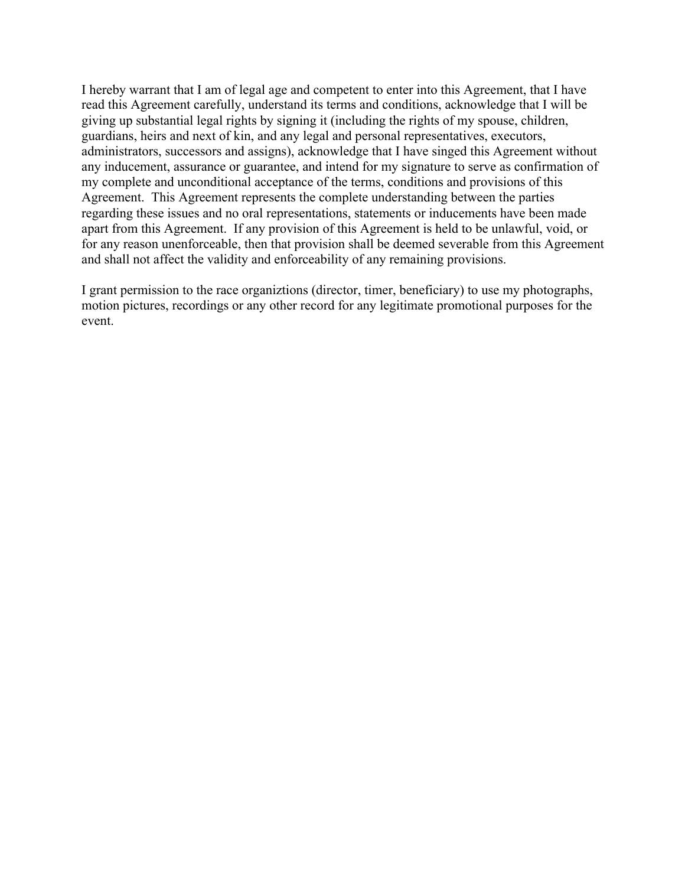I hereby warrant that I am of legal age and competent to enter into this Agreement, that I have read this Agreement carefully, understand its terms and conditions, acknowledge that I will be giving up substantial legal rights by signing it (including the rights of my spouse, children, guardians, heirs and next of kin, and any legal and personal representatives, executors, administrators, successors and assigns), acknowledge that I have singed this Agreement without any inducement, assurance or guarantee, and intend for my signature to serve as confirmation of my complete and unconditional acceptance of the terms, conditions and provisions of this Agreement. This Agreement represents the complete understanding between the parties regarding these issues and no oral representations, statements or inducements have been made apart from this Agreement. If any provision of this Agreement is held to be unlawful, void, or for any reason unenforceable, then that provision shall be deemed severable from this Agreement and shall not affect the validity and enforceability of any remaining provisions.

I grant permission to the race organiztions (director, timer, beneficiary) to use my photographs, motion pictures, recordings or any other record for any legitimate promotional purposes for the event.